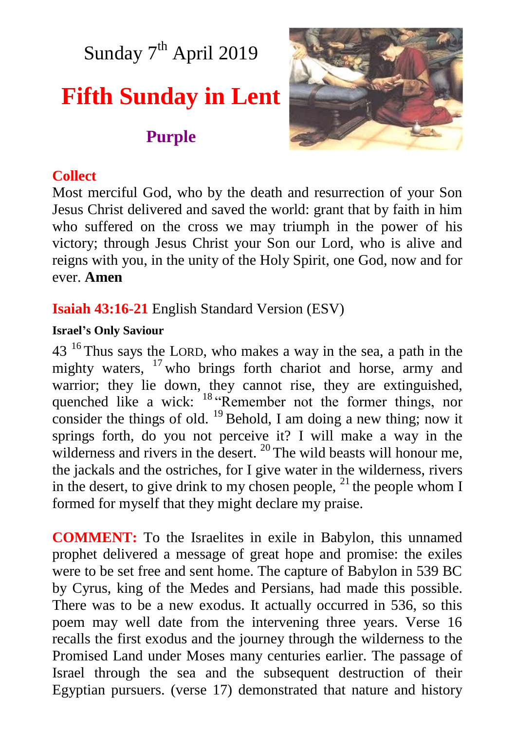Sunday 7th April 2019

# Fifth Sunday in Lent

### Purple

## Collect

Most merciful God, who by the death and resurrection of your Son Jesus Christ delivered and saved the world: grant that by faith in him who suffered on the cross we may triumph in the power of his victory; through Jesus Christ your Son our Lord, who is alive and reigns with you, in the unity of the Holy Spirit, one God, now and for ever. **Amen**

## Isaiah 43:16-21 English Standard Version (ESV)

**Israel's Only Saviour**

43 [16] Thus says the LORD, who makes a way in the sea, a path in the mighty waters, [17] who brings forth chariot and horse, army and warrior; they lie down, they cannot rise, they are extinguished, quenched like a wick: [18] "Remember not the former things, nor consider the things of old. [19] Behold, I am doing a new thing; now it springs forth, do you not perceive it? I will make a way in the wilderness and rivers in the desert. [20] The wild beasts will honour me, the jackals and the ostriches, for I give water in the wilderness, rivers in the desert, to give drink to my chosen people, [21] the people whom I formed for myself that they might declare my praise.

**COMMENT:** To the Israelites in exile in Babylon, this unnamed prophet delivered a message of great hope and promise: the exiles were to be set free and sent home. The capture of Babylon in 539 BC by Cyrus, king of the Medes and Persians, had made this possible. There was to be a new exodus. It actually occurred in 536, so this poem may well date from the intervening three years. Verse 16 recalls the first exodus and the journey through the wilderness to the Promised Land under Moses many centuries earlier. The passage of Israel through the sea and the subsequent destruction of their Egyptian pursuers. (verse 17) demonstrated that nature and history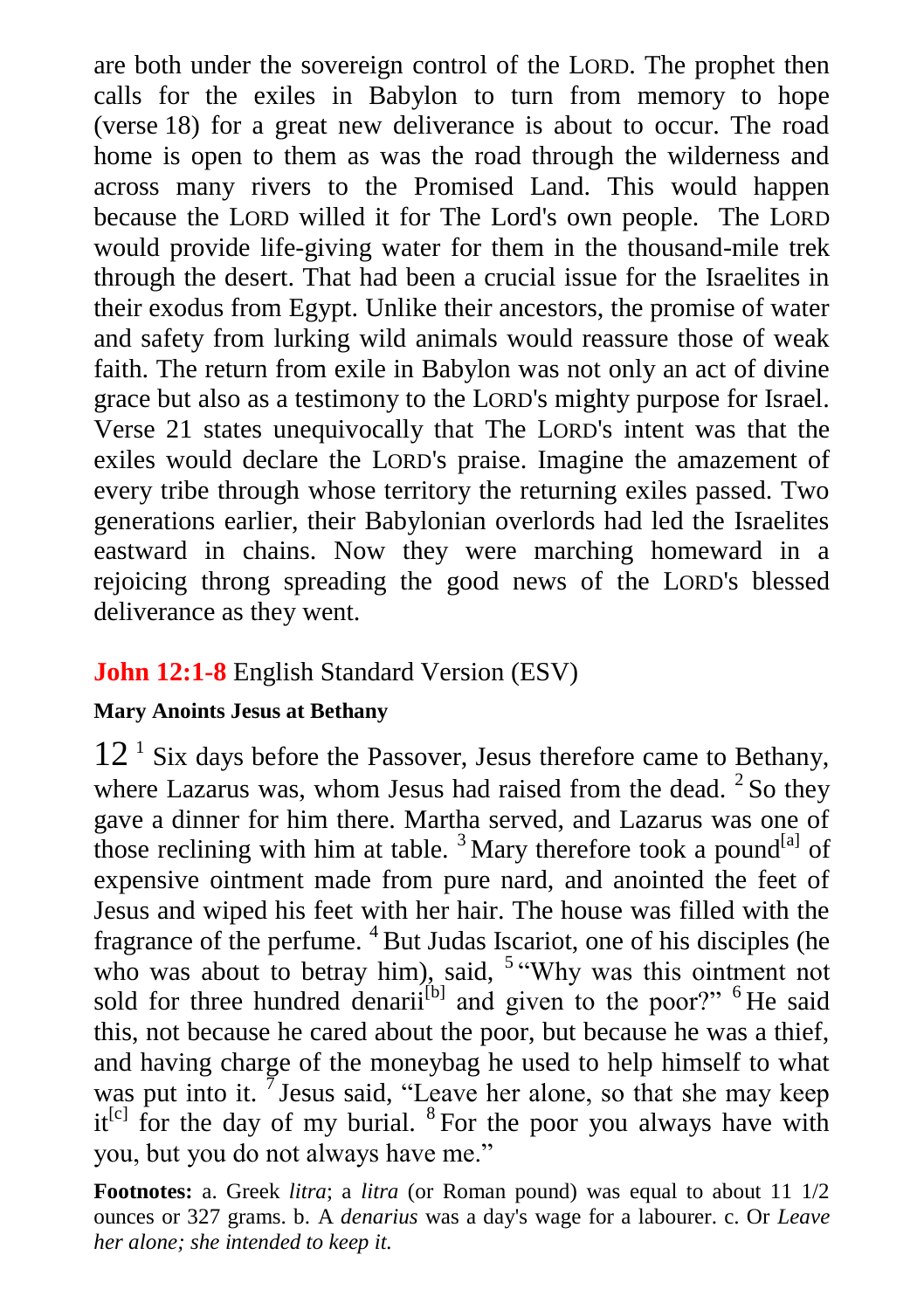are both under the sovereign control of the LORD. The prophet then calls for the exiles in Babylon to turn from memory to hope (verse 18) for a great new deliverance is about to occur. The road home is open to them as was the road through the wilderness and across many rivers to the Promised Land. This would happen because the LORD willed it for The Lord's own people. The LORD would provide life-giving water for them in the thousand-mile trek through the desert. That had been a crucial issue for the Israelites in their exodus from Egypt. Unlike their ancestors, the promise of water and safety from lurking wild animals would reassure those of weak faith. The return from exile in Babylon was not only an act of divine grace but also as a testimony to the LORD's mighty purpose for Israel. Verse 21 states unequivocally that The LORD's intent was that the exiles would declare the LORD's praise. Imagine the amazement of every tribe through whose territory the returning exiles passed. Two generations earlier, their Babylonian overlords had led the Israelites eastward in chains. Now they were marching homeward in a rejoicing throng spreading the good news of the LORD's blessed deliverance as they went.

## **John 12:1-8** English Standard Version (ESV)

**Mary Anoints Jesus at Bethany**

12 [1] Six days before the Passover, Jesus therefore came to Bethany, where Lazarus was, whom Jesus had raised from the dead. [2] So they gave a dinner for him there. Martha served, and Lazarus was one of those reclining with him at table. [3] Mary therefore took a pound[a] of expensive ointment made from pure nard, and anointed the feet of Jesus and wiped his feet with her hair. The house was filled with the fragrance of the perfume. [4] But Judas Iscariot, one of his disciples (he who was about to betray him), said, [5] "Why was this ointment not sold for three hundred denarii[b] and given to the poor?" [6] He said this, not because he cared about the poor, but because he was a thief, and having charge of the moneybag he used to help himself to what was put into it. [7] Jesus said, "Leave her alone, so that she may keep it[c] for the day of my burial. [8] For the poor you always have with you, but you do not always have me."

**Footnotes:** a. Greek *litra*; a *litra* (or Roman pound) was equal to about 11 1/2 ounces or 327 grams. b. A *denarius* was a day's wage for a labourer. c. Or *Leave her alone; she intended to keep it.*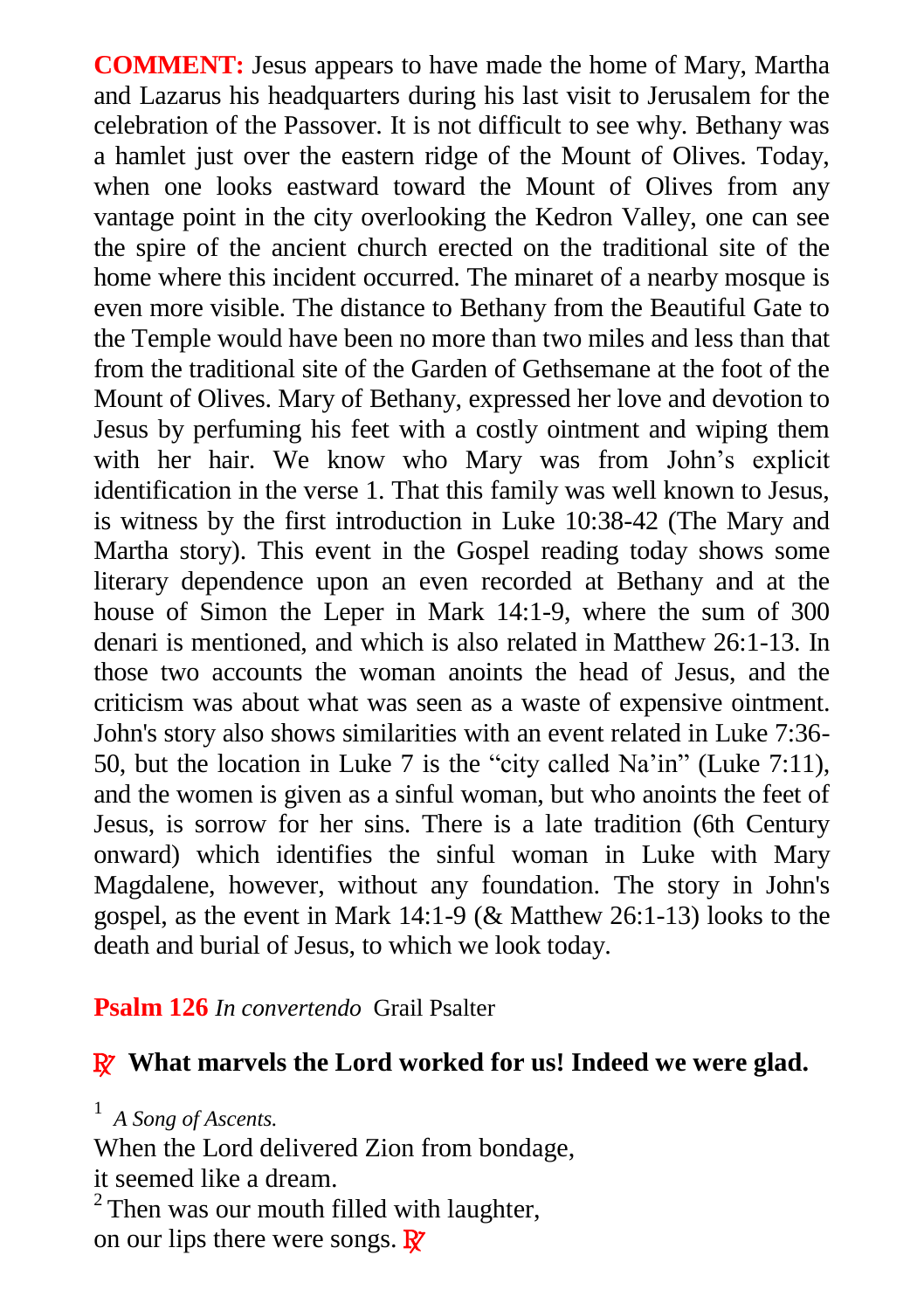**COMMENT:** Jesus appears to have made the home of Mary, Martha and Lazarus his headquarters during his last visit to Jerusalem for the celebration of the Passover. It is not difficult to see why. Bethany was a hamlet just over the eastern ridge of the Mount of Olives. Today, when one looks eastward toward the Mount of Olives from any vantage point in the city overlooking the Kedron Valley, one can see the spire of the ancient church erected on the traditional site of the home where this incident occurred. The minaret of a nearby mosque is even more visible. The distance to Bethany from the Beautiful Gate to the Temple would have been no more than two miles and less than that from the traditional site of the Garden of Gethsemane at the foot of the Mount of Olives. Mary of Bethany, expressed her love and devotion to Jesus by perfuming his feet with a costly ointment and wiping them with her hair. We know who Mary was from John's explicit identification in the verse 1. That this family was well known to Jesus, is witness by the first introduction in Luke 10:38-42 (The Mary and Martha story). This event in the Gospel reading today shows some literary dependence upon an even recorded at Bethany and at the house of Simon the Leper in Mark 14:1-9, where the sum of 300 denari is mentioned, and which is also related in Matthew 26:1-13. In those two accounts the woman anoints the head of Jesus, and the criticism was about what was seen as a waste of expensive ointment. John's story also shows similarities with an event related in Luke 7:36-50, but the location in Luke 7 is the "city called Na'in" (Luke 7:11), and the women is given as a sinful woman, but who anoints the feet of Jesus, is sorrow for her sins. There is a late tradition (6th Century onward) which identifies the sinful woman in Luke with Mary Magdalene, however, without any foundation. The story in John's gospel, as the event in Mark 14:1-9 (& Matthew 26:1-13) looks to the death and burial of Jesus, to which we look today.

**Psalm 126** *In convertendo* Grail Psalter

**℟ What marvels the Lord worked for us! Indeed we were glad.**

[1] *A Song of Ascents.*
When the Lord delivered Zion from bondage,
it seemed like a dream.
[2] Then was our mouth filled with laughter,
on our lips there were songs. ℟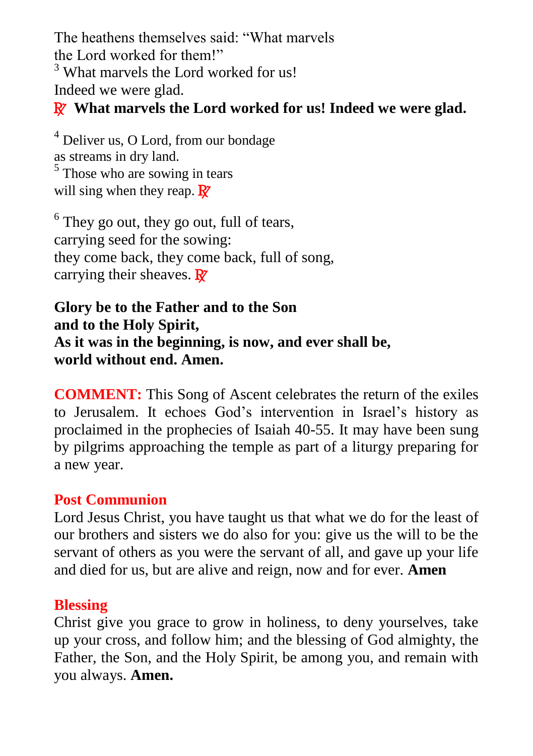The heathens themselves said: "What marvels
the Lord worked for them!"
[3] What marvels the Lord worked for us!
Indeed we were glad.
℟ **What marvels the Lord worked for us! Indeed we were glad.**

[4] Deliver us, O Lord, from our bondage
as streams in dry land.
[5] Those who are sowing in tears
will sing when they reap. ℟

[6] They go out, they go out, full of tears,
carrying seed for the sowing:
they come back, they come back, full of song,
carrying their sheaves. ℟

**Glory be to the Father and to the Son**
**and to the Holy Spirit,**
**As it was in the beginning, is now, and ever shall be,**
**world without end. Amen.**

**COMMENT:** This Song of Ascent celebrates the return of the exiles to Jerusalem. It echoes God's intervention in Israel's history as proclaimed in the prophecies of Isaiah 40-55. It may have been sung by pilgrims approaching the temple as part of a liturgy preparing for a new year.

## Post Communion

Lord Jesus Christ, you have taught us that what we do for the least of our brothers and sisters we do also for you: give us the will to be the servant of others as you were the servant of all, and gave up your life and died for us, but are alive and reign, now and for ever. **Amen**

## Blessing

Christ give you grace to grow in holiness, to deny yourselves, take up your cross, and follow him; and the blessing of God almighty, the Father, the Son, and the Holy Spirit, be among you, and remain with you always. **Amen.**